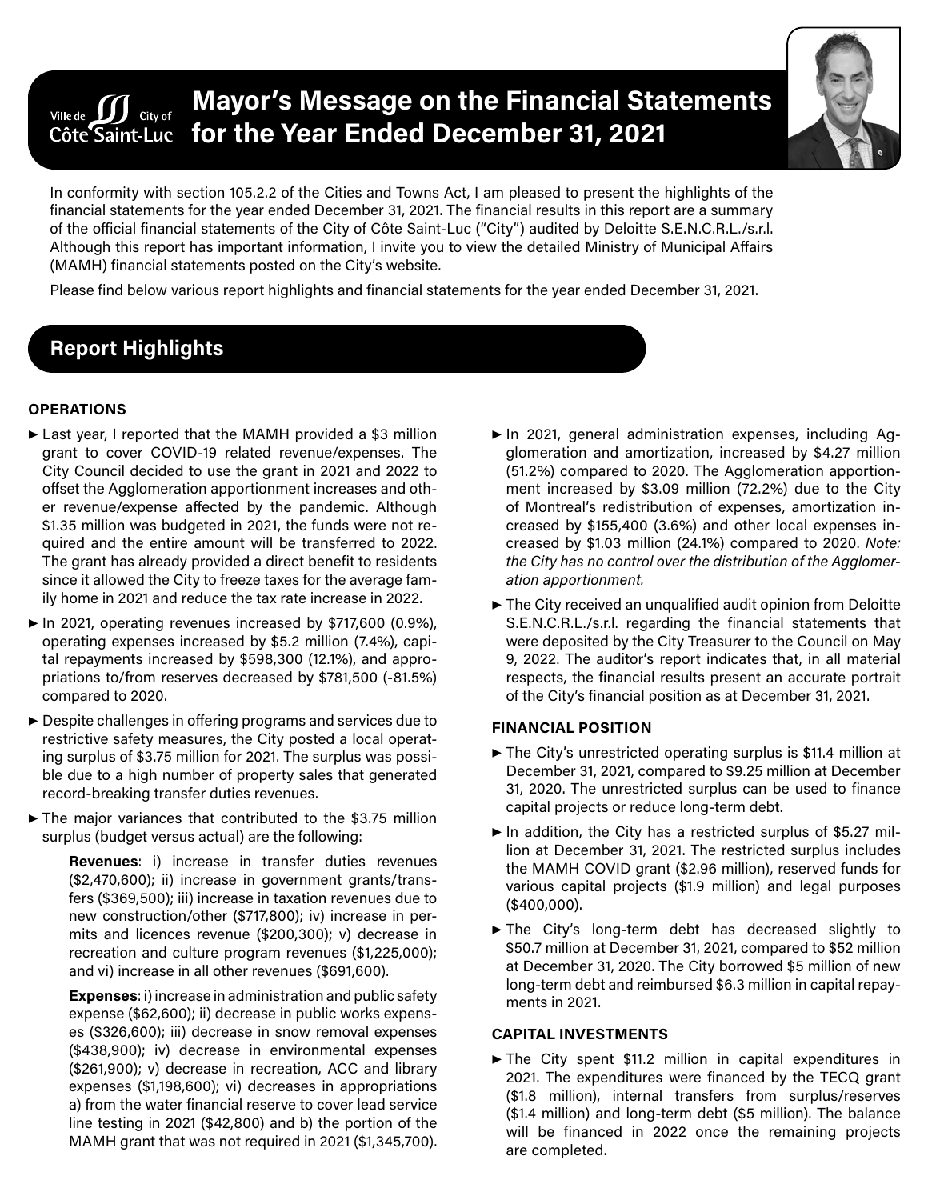# Mayor's Message on the Financial Statements for the Year Ended December 31, 2021

In conformity with section 105.2.2 of the Cities and Towns Act, I am pleased to present the highlights of the financial statements for the year ended December 31, 2021. The financial results in this report are a summary of the official financial statements of the City of Côte Saint-Luc ("City") audited by Deloitte S.E.N.C.R.L./s.r.l. Although this report has important information, I invite you to view the detailed Ministry of Municipal Affairs (MAMH) financial statements posted on the City's website.

Please find below various report highlights and financial statements for the year ended December 31, 2021.

## Report Highlights

### OPERATIONS

- Last year, I reported that the MAMH provided a $3 million grant to cover COVID-19 related revenue/expenses. The City Council decided to use the grant in 2021 and 2022 to offset the Agglomeration apportionment increases and other revenue/expense affected by the pandemic. Although $1.35 million was budgeted in 2021, the funds were not required and the entire amount will be transferred to 2022. The grant has already provided a direct benefit to residents since it allowed the City to freeze taxes for the average family home in 2021 and reduce the tax rate increase in 2022.
- In 2021, operating revenues increased by $717,600 (0.9%), operating expenses increased by $5.2 million (7.4%), capital repayments increased by $598,300 (12.1%), and appropriations to/from reserves decreased by $781,500 (-81.5%) compared to 2020.
- Despite challenges in offering programs and services due to restrictive safety measures, the City posted a local operating surplus of $3.75 million for 2021. The surplus was possible due to a high number of property sales that generated record-breaking transfer duties revenues.
- The major variances that contributed to the $3.75 million surplus (budget versus actual) are the following:

  **Revenues**: i) increase in transfer duties revenues ($2,470,600); ii) increase in government grants/transfers ($369,500); iii) increase in taxation revenues due to new construction/other ($717,800); iv) increase in permits and licences revenue ($200,300); v) decrease in recreation and culture program revenues ($1,225,000); and vi) increase in all other revenues ($691,600).

  **Expenses**: i) increase in administration and public safety expense ($62,600); ii) decrease in public works expenses ($326,600); iii) decrease in snow removal expenses ($438,900); iv) decrease in environmental expenses ($261,900); v) decrease in recreation, ACC and library expenses ($1,198,600); vi) decreases in appropriations a) from the water financial reserve to cover lead service line testing in 2021 ($42,800) and b) the portion of the MAMH grant that was not required in 2021 ($1,345,700).

- In 2021, general administration expenses, including Agglomeration and amortization, increased by $4.27 million (51.2%) compared to 2020. The Agglomeration apportionment increased by $3.09 million (72.2%) due to the City of Montreal's redistribution of expenses, amortization increased by $155,400 (3.6%) and other local expenses increased by $1.03 million (24.1%) compared to 2020. *Note: the City has no control over the distribution of the Agglomeration apportionment.*
- The City received an unqualified audit opinion from Deloitte S.E.N.C.R.L./s.r.l. regarding the financial statements that were deposited by the City Treasurer to the Council on May 9, 2022. The auditor's report indicates that, in all material respects, the financial results present an accurate portrait of the City's financial position as at December 31, 2021.

### FINANCIAL POSITION

- The City's unrestricted operating surplus is $11.4 million at December 31, 2021, compared to $9.25 million at December 31, 2020. The unrestricted surplus can be used to finance capital projects or reduce long-term debt.
- In addition, the City has a restricted surplus of $5.27 million at December 31, 2021. The restricted surplus includes the MAMH COVID grant ($2.96 million), reserved funds for various capital projects ($1.9 million) and legal purposes ($400,000).
- The City's long-term debt has decreased slightly to $50.7 million at December 31, 2021, compared to $52 million at December 31, 2020. The City borrowed $5 million of new long-term debt and reimbursed $6.3 million in capital repayments in 2021.

### CAPITAL INVESTMENTS

- The City spent $11.2 million in capital expenditures in 2021. The expenditures were financed by the TECQ grant ($1.8 million), internal transfers from surplus/reserves ($1.4 million) and long-term debt ($5 million). The balance will be financed in 2022 once the remaining projects are completed.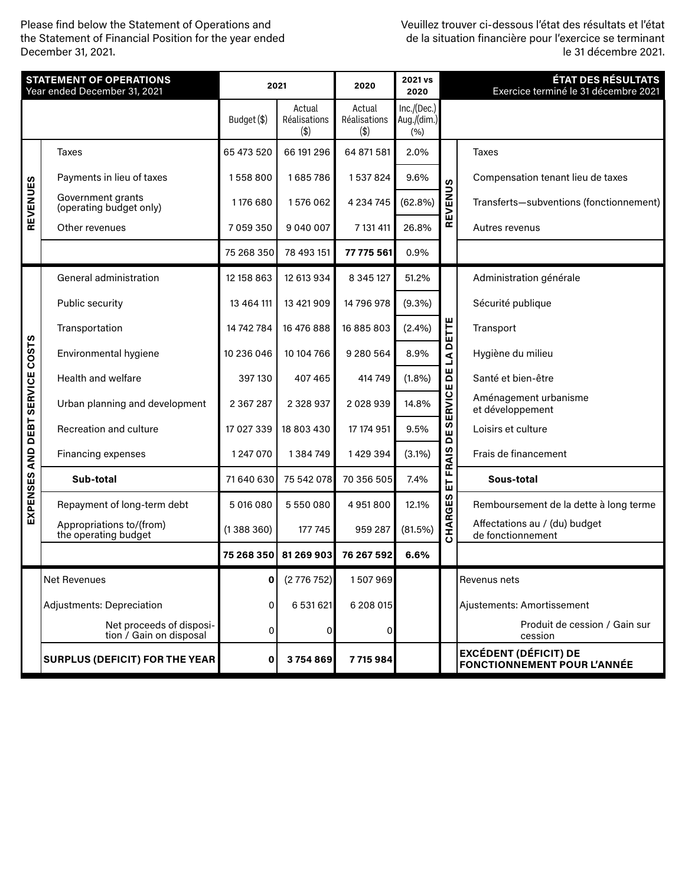Please find below the Statement of Operations and the Statement of Financial Position for the year ended December 31, 2021.

Veuillez trouver ci-dessous l'état des résultats et l'état de la situation financière pour l'exercice se terminant le 31 décembre 2021.

| | **STATEMENT OF OPERATIONS** Year ended December 31, 2021 | 2021 | | 2020 | 2021 vs 2020 | | **ÉTAT DES RÉSULTATS** Exercice terminé le 31 décembre 2021 |
|---|---|---|---|---|---|---|---|
| | | Budget ($) | Actual Réalisations ($) | Actual Réalisations ($) | Inc./(Dec.) Aug./(dim.) (%) | | |
| **REVENUES** | Taxes | 65 473 520 | 66 191 296 | 64 871 581 | 2.0% | **REVENUS** | Taxes |
| | Payments in lieu of taxes | 1 558 800 | 1 685 786 | 1 537 824 | 9.6% | | Compensation tenant lieu de taxes |
| | Government grants (operating budget only) | 1 176 680 | 1 576 062 | 4 234 745 | (62.8%) | | Transferts—subventions (fonctionnement) |
| | Other revenues | 7 059 350 | 9 040 007 | 7 131 411 | 26.8% | | Autres revenus |
| | | 75 268 350 | 78 493 151 | **77 775 561** | 0.9% | | |
| **EXPENSES AND DEBT SERVICE COSTS** | General administration | 12 158 863 | 12 613 934 | 8 345 127 | 51.2% | **CHARGES ET FRAIS DE SERVICE DE LA DETTE** | Administration générale |
| | Public security | 13 464 111 | 13 421 909 | 14 796 978 | (9.3%) | | Sécurité publique |
| | Transportation | 14 742 784 | 16 476 888 | 16 885 803 | (2.4%) | | Transport |
| | Environmental hygiene | 10 236 046 | 10 104 766 | 9 280 564 | 8.9% | | Hygiène du milieu |
| | Health and welfare | 397 130 | 407 465 | 414 749 | (1.8%) | | Santé et bien-être |
| | Urban planning and development | 2 367 287 | 2 328 937 | 2 028 939 | 14.8% | | Aménagement urbanisme et développement |
| | Recreation and culture | 17 027 339 | 18 803 430 | 17 174 951 | 9.5% | | Loisirs et culture |
| | Financing expenses | 1 247 070 | 1 384 749 | 1 429 394 | (3.1%) | | Frais de financement |
| | **Sub-total** | 71 640 630 | 75 542 078 | 70 356 505 | 7.4% | | **Sous-total** |
| | Repayment of long-term debt | 5 016 080 | 5 550 080 | 4 951 800 | 12.1% | | Remboursement de la dette à long terme |
| | Appropriations to/(from) the operating budget | (1 388 360) | 177 745 | 959 287 | (81.5%) | | Affectations au / (du) budget de fonctionnement |
| | | **75 268 350** | **81 269 903** | **76 267 592** | **6.6%** | | |
| | Net Revenues | **0** | (2 776 752) | 1 507 969 | | | Revenus nets |
| | Adjustments: Depreciation | 0 | 6 531 621 | 6 208 015 | | | Ajustements: Amortissement |
| | Net proceeds of disposition / Gain on disposal | 0 | 0 | 0 | | | Produit de cession / Gain sur cession |
| | **SURPLUS (DEFICIT) FOR THE YEAR** | **0** | **3 754 869** | **7 715 984** | | | **EXCÉDENT (DÉFICIT) DE FONCTIONNEMENT POUR L'ANNÉE** |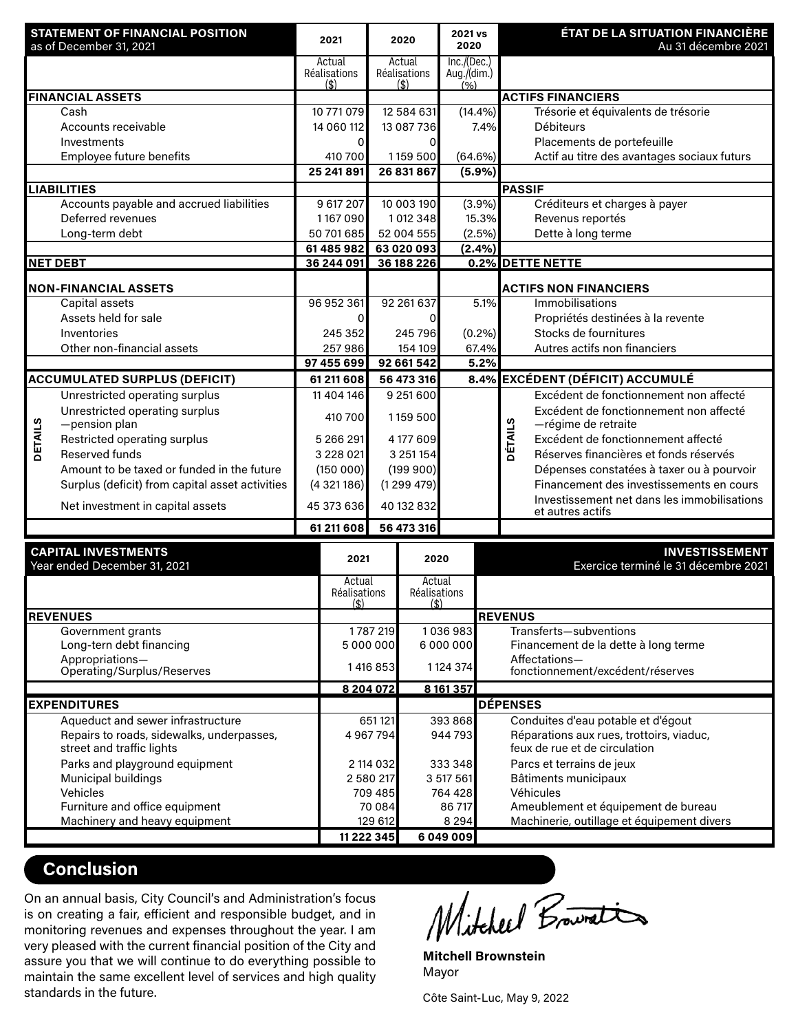| STATEMENT OF FINANCIAL POSITION as of December 31, 2021 | 2021 Actual Réalisations ($) | 2020 Actual Réalisations ($) | 2021 vs 2020 Inc./(Dec.) Aug./(dim.) (%) | ÉTAT DE LA SITUATION FINANCIÈRE Au 31 décembre 2021 |
|---|---|---|---|---|
| **FINANCIAL ASSETS** | | | | **ACTIFS FINANCIERS** |
| Cash | 10 771 079 | 12 584 631 | (14.4%) | Trésorie et équivalents de trésorie |
| Accounts receivable | 14 060 112 | 13 087 736 | 7.4% | Débiteurs |
| Investments | 0 | 0 | | Placements de portefeuille |
| Employee future benefits | 410 700 | 1 159 500 | (64.6%) | Actif au titre des avantages sociaux futurs |
| | **25 241 891** | **26 831 867** | **(5.9%)** | |
| **LIABILITIES** | | | | **PASSIF** |
| Accounts payable and accrued liabilities | 9 617 207 | 10 003 190 | (3.9%) | Créditeurs et charges à payer |
| Deferred revenues | 1 167 090 | 1 012 348 | 15.3% | Revenus reportés |
| Long-term debt | 50 701 685 | 52 004 555 | (2.5%) | Dette à long terme |
| | **61 485 982** | **63 020 093** | **(2.4%)** | |
| **NET DEBT** | **36 244 091** | **36 188 226** | **0.2%** | **DETTE NETTE** |
| **NON-FINANCIAL ASSETS** | | | | **ACTIFS NON FINANCIERS** |
| Capital assets | 96 952 361 | 92 261 637 | 5.1% | Immobilisations |
| Assets held for sale | 0 | 0 | | Propriétés destinées à la revente |
| Inventories | 245 352 | 245 796 | (0.2%) | Stocks de fournitures |
| Other non-financial assets | 257 986 | 154 109 | 67.4% | Autres actifs non financiers |
| | **97 455 699** | **92 661 542** | **5.2%** | |
| **ACCUMULATED SURPLUS (DEFICIT)** | **61 211 608** | **56 473 316** | **8.4%** | **EXCÉDENT (DÉFICIT) ACCUMULÉ** |
| **DETAILS** | | | | **DÉTAILS** |
| Unrestricted operating surplus | 11 404 146 | 9 251 600 | | Excédent de fonctionnement non affecté |
| Unrestricted operating surplus —pension plan | 410 700 | 1 159 500 | | Excédent de fonctionnement non affecté —régime de retraite |
| Restricted operating surplus | 5 266 291 | 4 177 609 | | Excédent de fonctionnement affecté |
| Reserved funds | 3 228 021 | 3 251 154 | | Réserves financières et fonds réservés |
| Amount to be taxed or funded in the future | (150 000) | (199 900) | | Dépenses constatées à taxer ou à pourvoir |
| Surplus (deficit) from capital asset activities | (4 321 186) | (1 299 479) | | Financement des investissements en cours |
| Net investment in capital assets | 45 373 636 | 40 132 832 | | Investissement net dans les immobilisations et autres actifs |
| | **61 211 608** | **56 473 316** | | |

| CAPITAL INVESTMENTS Year ended December 31, 2021 | 2021 Actual Réalisations ($) | 2020 Actual Réalisations ($) | INVESTISSEMENT Exercice terminé le 31 décembre 2021 |
|---|---|---|---|
| **REVENUES** | | | **REVENUS** |
| Government grants | 1 787 219 | 1 036 983 | Transferts—subventions |
| Long-tern debt financing | 5 000 000 | 6 000 000 | Financement de la dette à long terme |
| Appropriations—Operating/Surplus/Reserves | 1 416 853 | 1 124 374 | Affectations—fonctionnement/excédent/réserves |
| | **8 204 072** | **8 161 357** | |
| **EXPENDITURES** | | | **DÉPENSES** |
| Aqueduct and sewer infrastructure | 651 121 | 393 868 | Conduites d'eau potable et d'égout |
| Repairs to roads, sidewalks, underpasses, street and traffic lights | 4 967 794 | 944 793 | Réparations aux rues, trottoirs, viaduc, feux de rue et de circulation |
| Parks and playground equipment | 2 114 032 | 333 348 | Parcs et terrains de jeux |
| Municipal buildings | 2 580 217 | 3 517 561 | Bâtiments municipaux |
| Vehicles | 709 485 | 764 428 | Véhicules |
| Furniture and office equipment | 70 084 | 86 717 | Ameublement et équipement de bureau |
| Machinery and heavy equipment | 129 612 | 8 294 | Machinerie, outillage et équipement divers |
| | **11 222 345** | **6 049 009** | |

## Conclusion

On an annual basis, City Council's and Administration's focus is on creating a fair, efficient and responsible budget, and in monitoring revenues and expenses throughout the year. I am very pleased with the current financial position of the City and assure you that we will continue to do everything possible to maintain the same excellent level of services and high quality standards in the future.

Mitchell Brownstein

**Mitchell Brownstein**
Mayor

Côte Saint-Luc, May 9, 2022